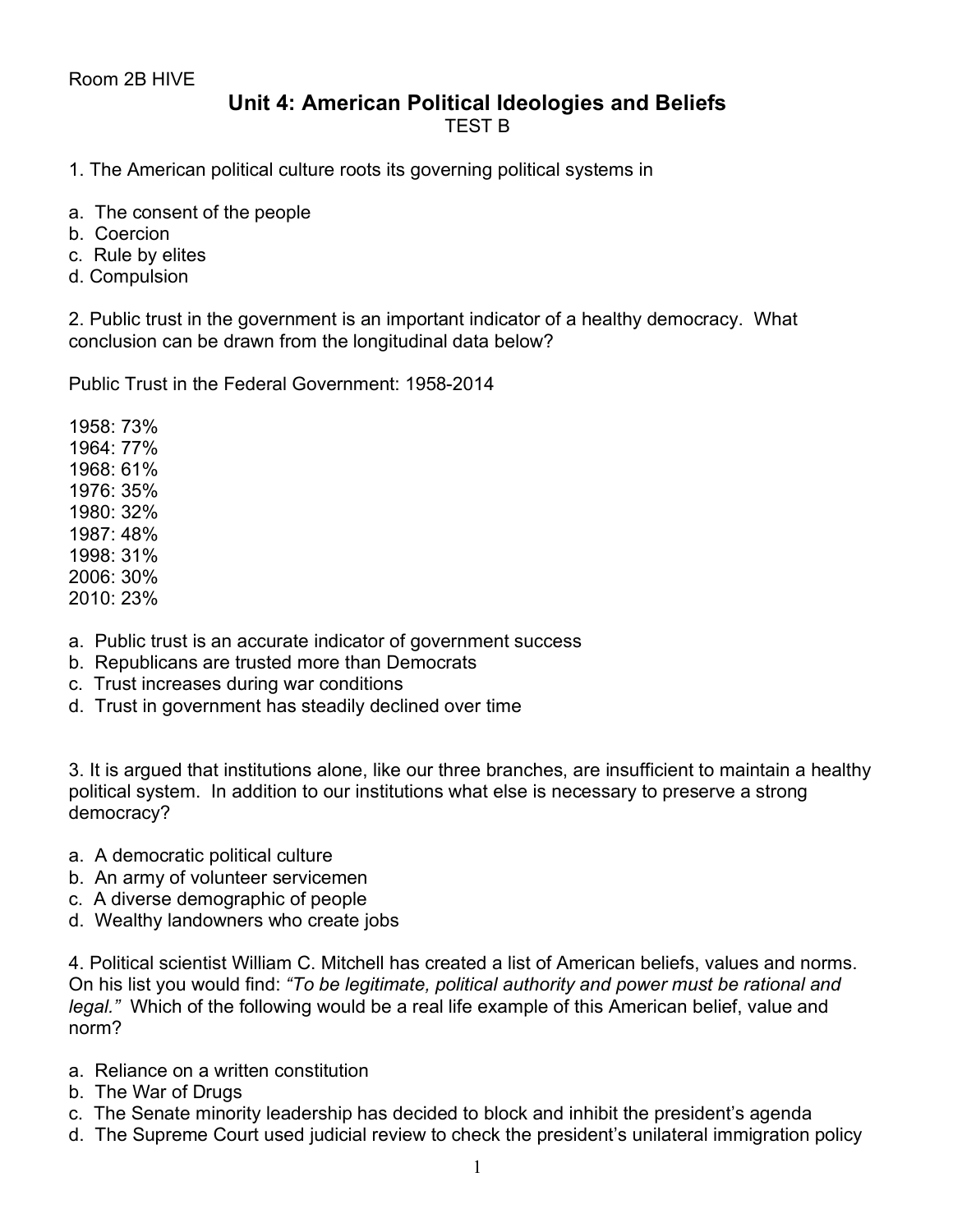Room 2B HIVE

# Unit 4: American Political Ideologies and Beliefs

TEST B

1. The American political culture roots its governing political systems in

a. The consent of the people
b. Coercion
c. Rule by elites
d. Compulsion

2. Public trust in the government is an important indicator of a healthy democracy. What conclusion can be drawn from the longitudinal data below?

Public Trust in the Federal Government: 1958-2014

1958: 73%
1964: 77%
1968: 61%
1976: 35%
1980: 32%
1987: 48%
1998: 31%
2006: 30%
2010: 23%

a. Public trust is an accurate indicator of government success
b. Republicans are trusted more than Democrats
c. Trust increases during war conditions
d. Trust in government has steadily declined over time

3. It is argued that institutions alone, like our three branches, are insufficient to maintain a healthy political system. In addition to our institutions what else is necessary to preserve a strong democracy?

a. A democratic political culture
b. An army of volunteer servicemen
c. A diverse demographic of people
d. Wealthy landowners who create jobs

4. Political scientist William C. Mitchell has created a list of American beliefs, values and norms. On his list you would find: *"To be legitimate, political authority and power must be rational and legal."* Which of the following would be a real life example of this American belief, value and norm?

a. Reliance on a written constitution
b. The War of Drugs
c. The Senate minority leadership has decided to block and inhibit the president's agenda
d. The Supreme Court used judicial review to check the president's unilateral immigration policy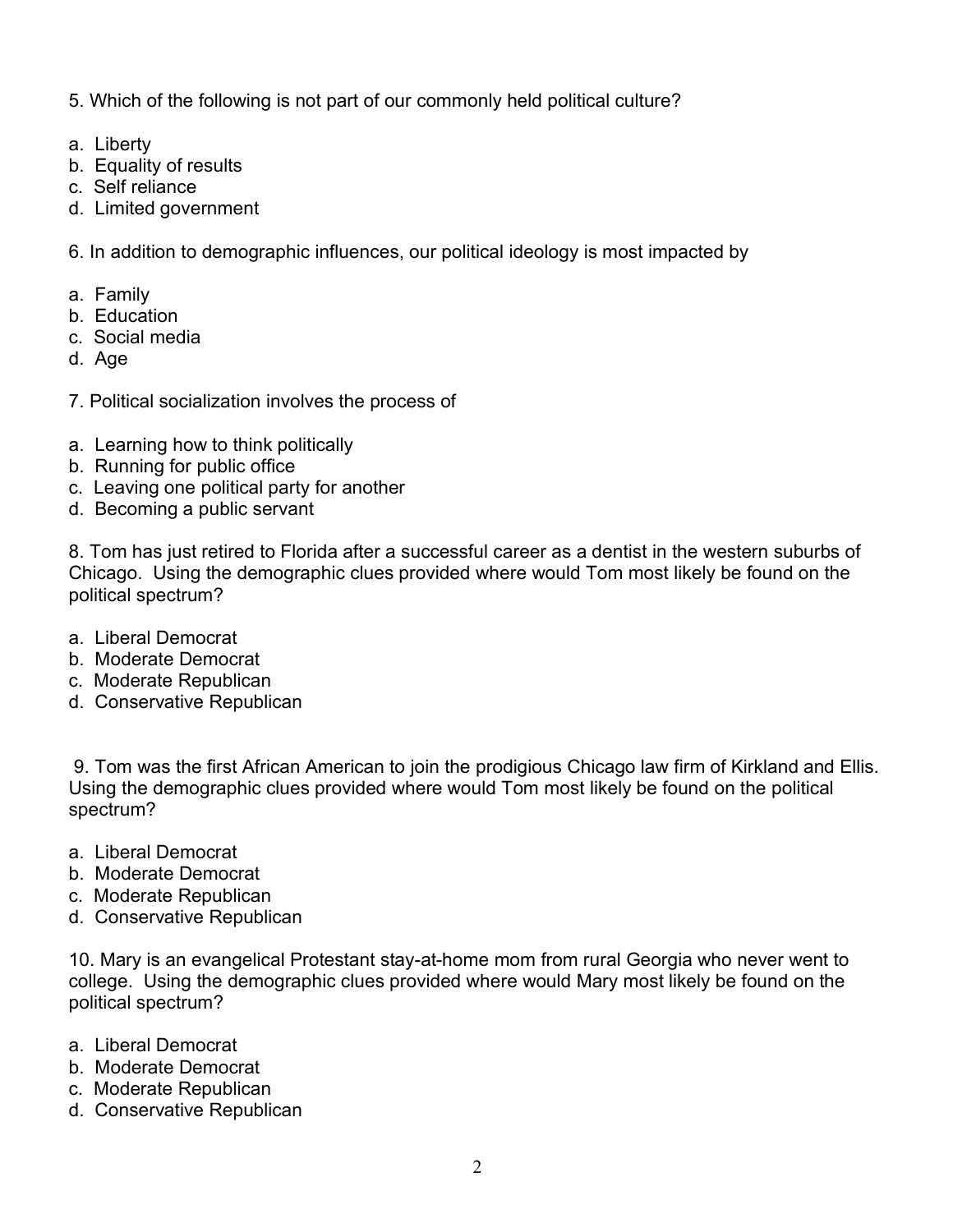5. Which of the following is not part of our commonly held political culture?

a. Liberty
b. Equality of results
c. Self reliance
d. Limited government

6. In addition to demographic influences, our political ideology is most impacted by

a. Family
b. Education
c. Social media
d. Age

7. Political socialization involves the process of

a. Learning how to think politically
b. Running for public office
c. Leaving one political party for another
d. Becoming a public servant

8. Tom has just retired to Florida after a successful career as a dentist in the western suburbs of Chicago. Using the demographic clues provided where would Tom most likely be found on the political spectrum?

a. Liberal Democrat
b. Moderate Democrat
c. Moderate Republican
d. Conservative Republican

9. Tom was the first African American to join the prodigious Chicago law firm of Kirkland and Ellis. Using the demographic clues provided where would Tom most likely be found on the political spectrum?

a. Liberal Democrat
b. Moderate Democrat
c. Moderate Republican
d. Conservative Republican

10. Mary is an evangelical Protestant stay-at-home mom from rural Georgia who never went to college. Using the demographic clues provided where would Mary most likely be found on the political spectrum?

a. Liberal Democrat
b. Moderate Democrat
c. Moderate Republican
d. Conservative Republican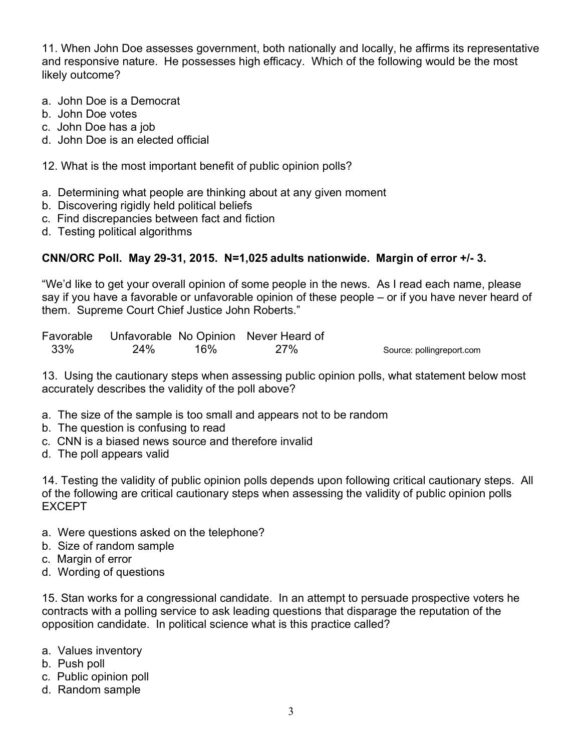11. When John Doe assesses government, both nationally and locally, he affirms its representative and responsive nature. He possesses high efficacy. Which of the following would be the most likely outcome?

a. John Doe is a Democrat
b. John Doe votes
c. John Doe has a job
d. John Doe is an elected official

12. What is the most important benefit of public opinion polls?

a. Determining what people are thinking about at any given moment
b. Discovering rigidly held political beliefs
c. Find discrepancies between fact and fiction
d. Testing political algorithms

**CNN/ORC Poll. May 29-31, 2015. N=1,025 adults nationwide. Margin of error +/- 3.**

"We'd like to get your overall opinion of some people in the news. As I read each name, please say if you have a favorable or unfavorable opinion of these people – or if you have never heard of them. Supreme Court Chief Justice John Roberts."

| Favorable | Unfavorable | No Opinion | Never Heard of |
|---|---|---|---|
| 33% | 24% | 16% | 27% |

Source: pollingreport.com

13. Using the cautionary steps when assessing public opinion polls, what statement below most accurately describes the validity of the poll above?

a. The size of the sample is too small and appears not to be random
b. The question is confusing to read
c. CNN is a biased news source and therefore invalid
d. The poll appears valid

14. Testing the validity of public opinion polls depends upon following critical cautionary steps. All of the following are critical cautionary steps when assessing the validity of public opinion polls EXCEPT

a. Were questions asked on the telephone?
b. Size of random sample
c. Margin of error
d. Wording of questions

15. Stan works for a congressional candidate. In an attempt to persuade prospective voters he contracts with a polling service to ask leading questions that disparage the reputation of the opposition candidate. In political science what is this practice called?

a. Values inventory
b. Push poll
c. Public opinion poll
d. Random sample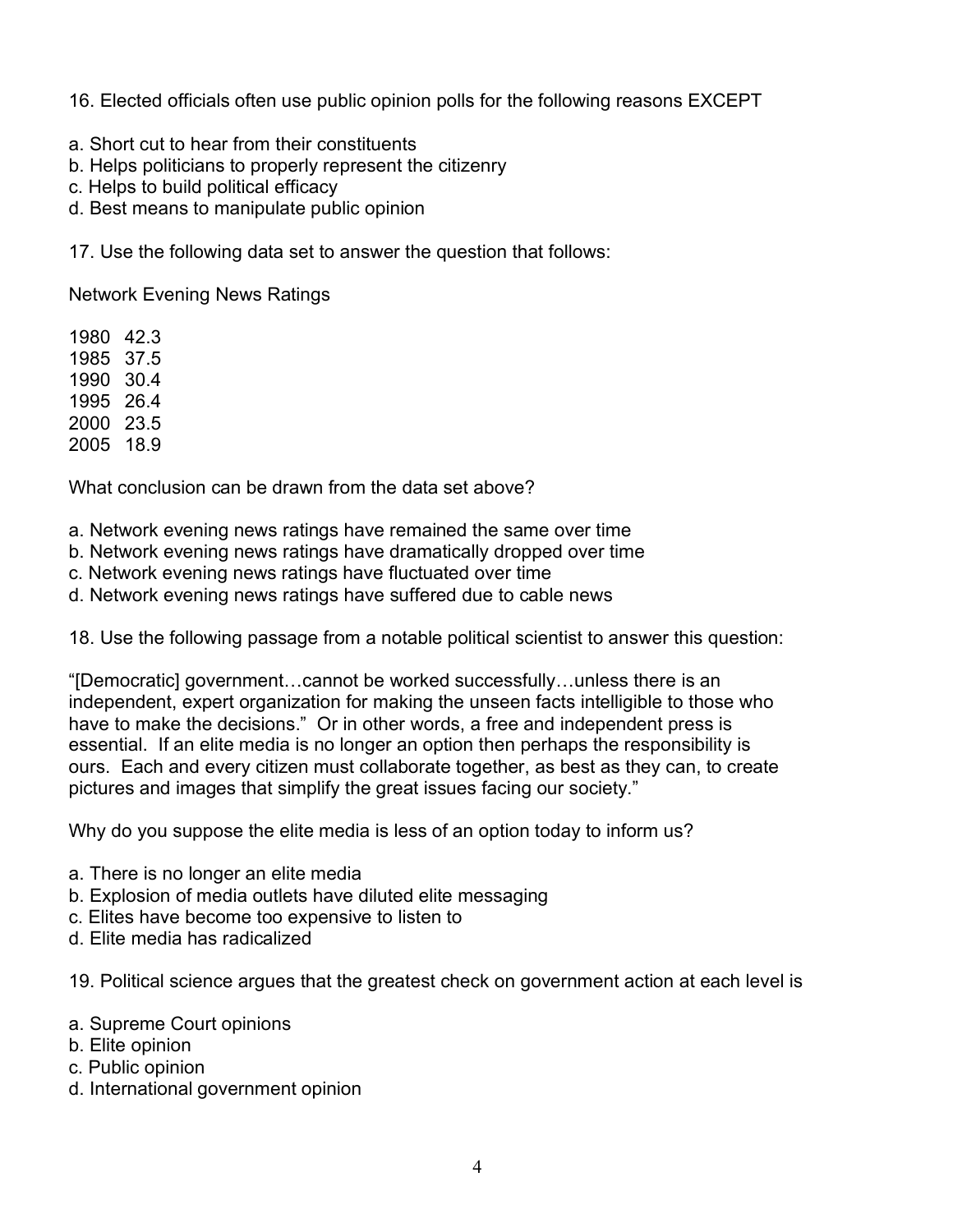16. Elected officials often use public opinion polls for the following reasons EXCEPT

a. Short cut to hear from their constituents
b. Helps politicians to properly represent the citizenry
c. Helps to build political efficacy
d. Best means to manipulate public opinion

17. Use the following data set to answer the question that follows:

Network Evening News Ratings

1980 42.3
1985 37.5
1990 30.4
1995 26.4
2000 23.5
2005 18.9

What conclusion can be drawn from the data set above?

a. Network evening news ratings have remained the same over time
b. Network evening news ratings have dramatically dropped over time
c. Network evening news ratings have fluctuated over time
d. Network evening news ratings have suffered due to cable news

18. Use the following passage from a notable political scientist to answer this question:

"[Democratic] government…cannot be worked successfully…unless there is an independent, expert organization for making the unseen facts intelligible to those who have to make the decisions." Or in other words, a free and independent press is essential. If an elite media is no longer an option then perhaps the responsibility is ours. Each and every citizen must collaborate together, as best as they can, to create pictures and images that simplify the great issues facing our society."

Why do you suppose the elite media is less of an option today to inform us?

a. There is no longer an elite media
b. Explosion of media outlets have diluted elite messaging
c. Elites have become too expensive to listen to
d. Elite media has radicalized

19. Political science argues that the greatest check on government action at each level is

a. Supreme Court opinions
b. Elite opinion
c. Public opinion
d. International government opinion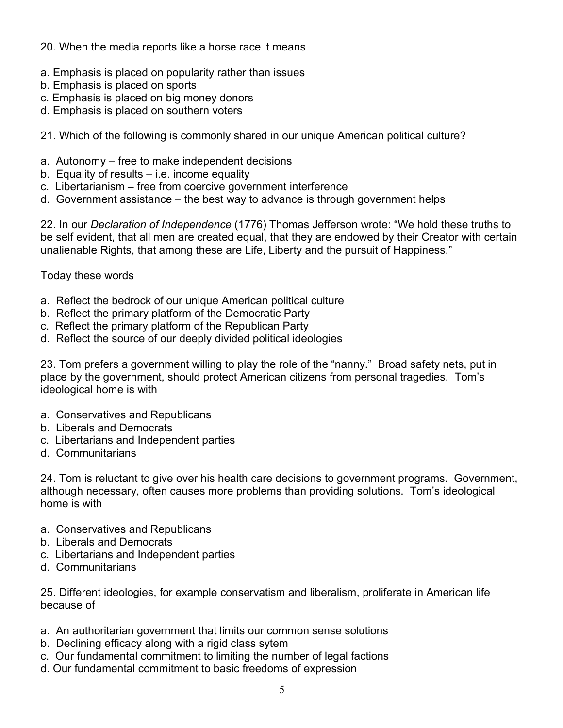20. When the media reports like a horse race it means

a. Emphasis is placed on popularity rather than issues
b. Emphasis is placed on sports
c. Emphasis is placed on big money donors
d. Emphasis is placed on southern voters

21. Which of the following is commonly shared in our unique American political culture?

a. Autonomy – free to make independent decisions
b. Equality of results – i.e. income equality
c. Libertarianism – free from coercive government interference
d. Government assistance – the best way to advance is through government helps

22. In our *Declaration of Independence* (1776) Thomas Jefferson wrote: "We hold these truths to be self evident, that all men are created equal, that they are endowed by their Creator with certain unalienable Rights, that among these are Life, Liberty and the pursuit of Happiness."

Today these words

a. Reflect the bedrock of our unique American political culture
b. Reflect the primary platform of the Democratic Party
c. Reflect the primary platform of the Republican Party
d. Reflect the source of our deeply divided political ideologies

23. Tom prefers a government willing to play the role of the "nanny." Broad safety nets, put in place by the government, should protect American citizens from personal tragedies. Tom's ideological home is with

a. Conservatives and Republicans
b. Liberals and Democrats
c. Libertarians and Independent parties
d. Communitarians

24. Tom is reluctant to give over his health care decisions to government programs. Government, although necessary, often causes more problems than providing solutions. Tom's ideological home is with

a. Conservatives and Republicans
b. Liberals and Democrats
c. Libertarians and Independent parties
d. Communitarians

25. Different ideologies, for example conservatism and liberalism, proliferate in American life because of

a. An authoritarian government that limits our common sense solutions
b. Declining efficacy along with a rigid class sytem
c. Our fundamental commitment to limiting the number of legal factions
d. Our fundamental commitment to basic freedoms of expression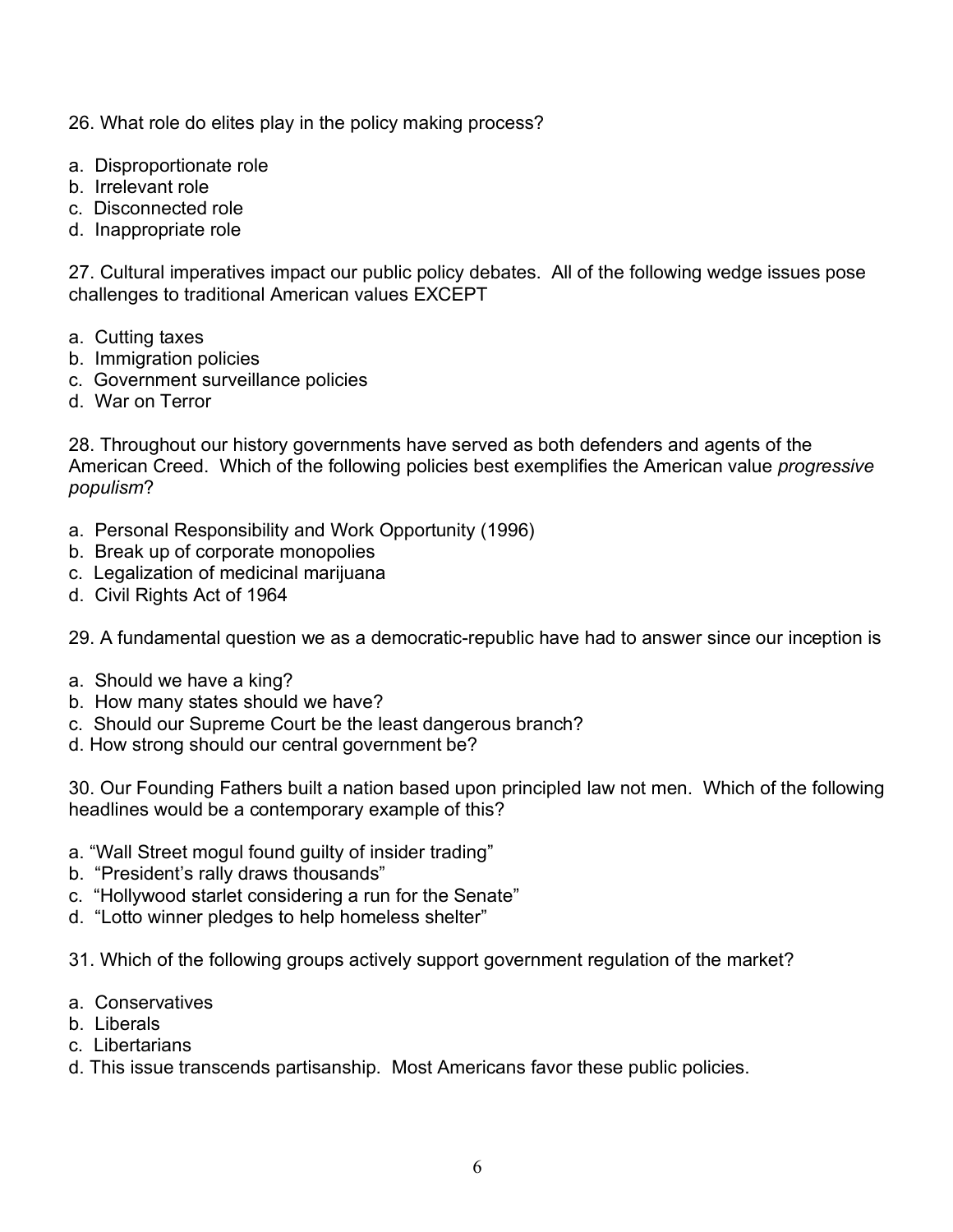26. What role do elites play in the policy making process?

a. Disproportionate role
b. Irrelevant role
c. Disconnected role
d. Inappropriate role

27. Cultural imperatives impact our public policy debates. All of the following wedge issues pose challenges to traditional American values EXCEPT

a. Cutting taxes
b. Immigration policies
c. Government surveillance policies
d. War on Terror

28. Throughout our history governments have served as both defenders and agents of the American Creed. Which of the following policies best exemplifies the American value *progressive populism*?

a. Personal Responsibility and Work Opportunity (1996)
b. Break up of corporate monopolies
c. Legalization of medicinal marijuana
d. Civil Rights Act of 1964

29. A fundamental question we as a democratic-republic have had to answer since our inception is

a. Should we have a king?
b. How many states should we have?
c. Should our Supreme Court be the least dangerous branch?
d. How strong should our central government be?

30. Our Founding Fathers built a nation based upon principled law not men. Which of the following headlines would be a contemporary example of this?

a. "Wall Street mogul found guilty of insider trading"
b. "President's rally draws thousands"
c. "Hollywood starlet considering a run for the Senate"
d. "Lotto winner pledges to help homeless shelter"

31. Which of the following groups actively support government regulation of the market?

a. Conservatives
b. Liberals
c. Libertarians
d. This issue transcends partisanship. Most Americans favor these public policies.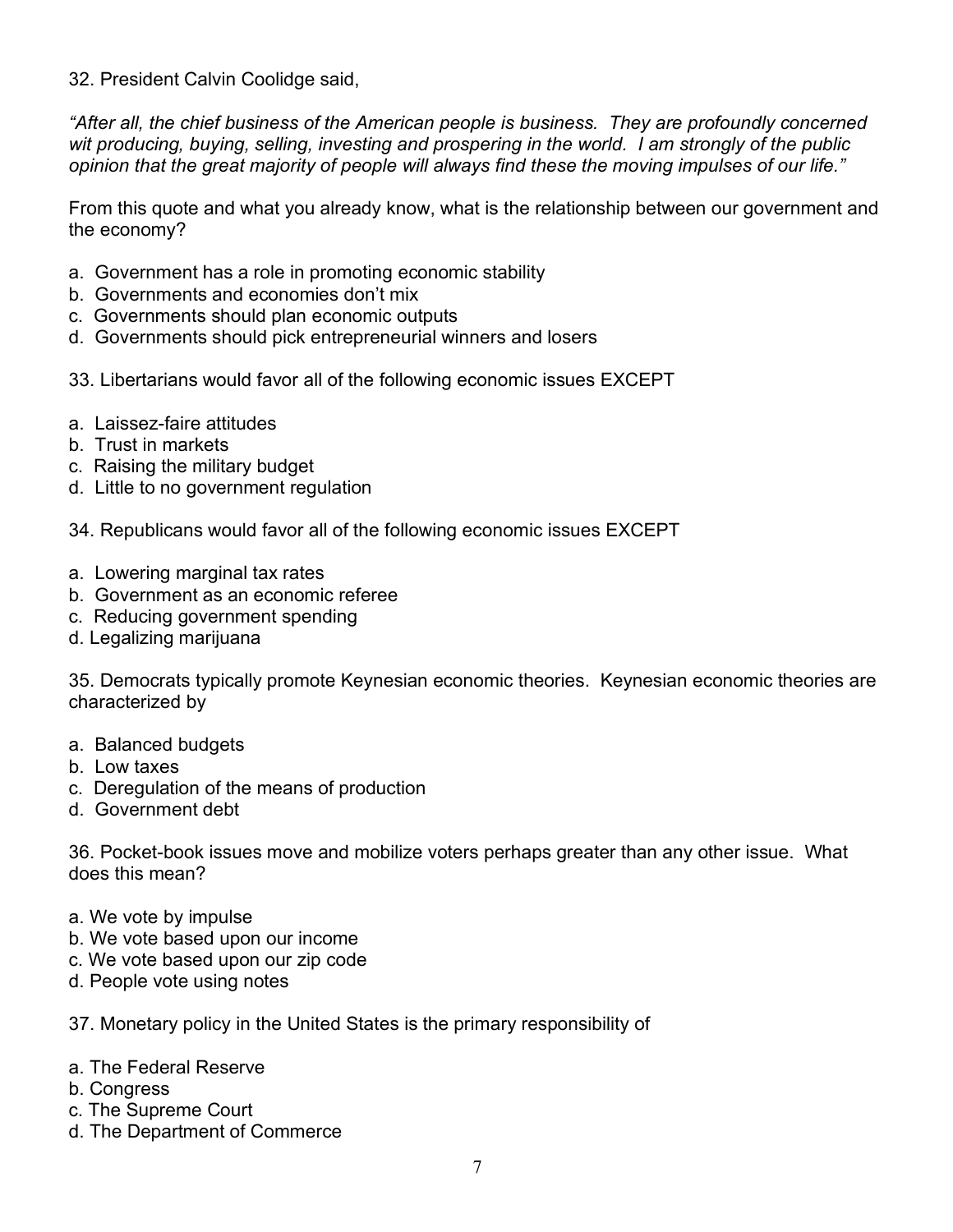32. President Calvin Coolidge said,

*"After all, the chief business of the American people is business. They are profoundly concerned wit producing, buying, selling, investing and prospering in the world. I am strongly of the public opinion that the great majority of people will always find these the moving impulses of our life."*

From this quote and what you already know, what is the relationship between our government and the economy?

a. Government has a role in promoting economic stability
b. Governments and economies don't mix
c. Governments should plan economic outputs
d. Governments should pick entrepreneurial winners and losers

33. Libertarians would favor all of the following economic issues EXCEPT

a. Laissez-faire attitudes
b. Trust in markets
c. Raising the military budget
d. Little to no government regulation

34. Republicans would favor all of the following economic issues EXCEPT

a. Lowering marginal tax rates
b. Government as an economic referee
c. Reducing government spending
d. Legalizing marijuana

35. Democrats typically promote Keynesian economic theories. Keynesian economic theories are characterized by

a. Balanced budgets
b. Low taxes
c. Deregulation of the means of production
d. Government debt

36. Pocket-book issues move and mobilize voters perhaps greater than any other issue. What does this mean?

a. We vote by impulse
b. We vote based upon our income
c. We vote based upon our zip code
d. People vote using notes

37. Monetary policy in the United States is the primary responsibility of

a. The Federal Reserve
b. Congress
c. The Supreme Court
d. The Department of Commerce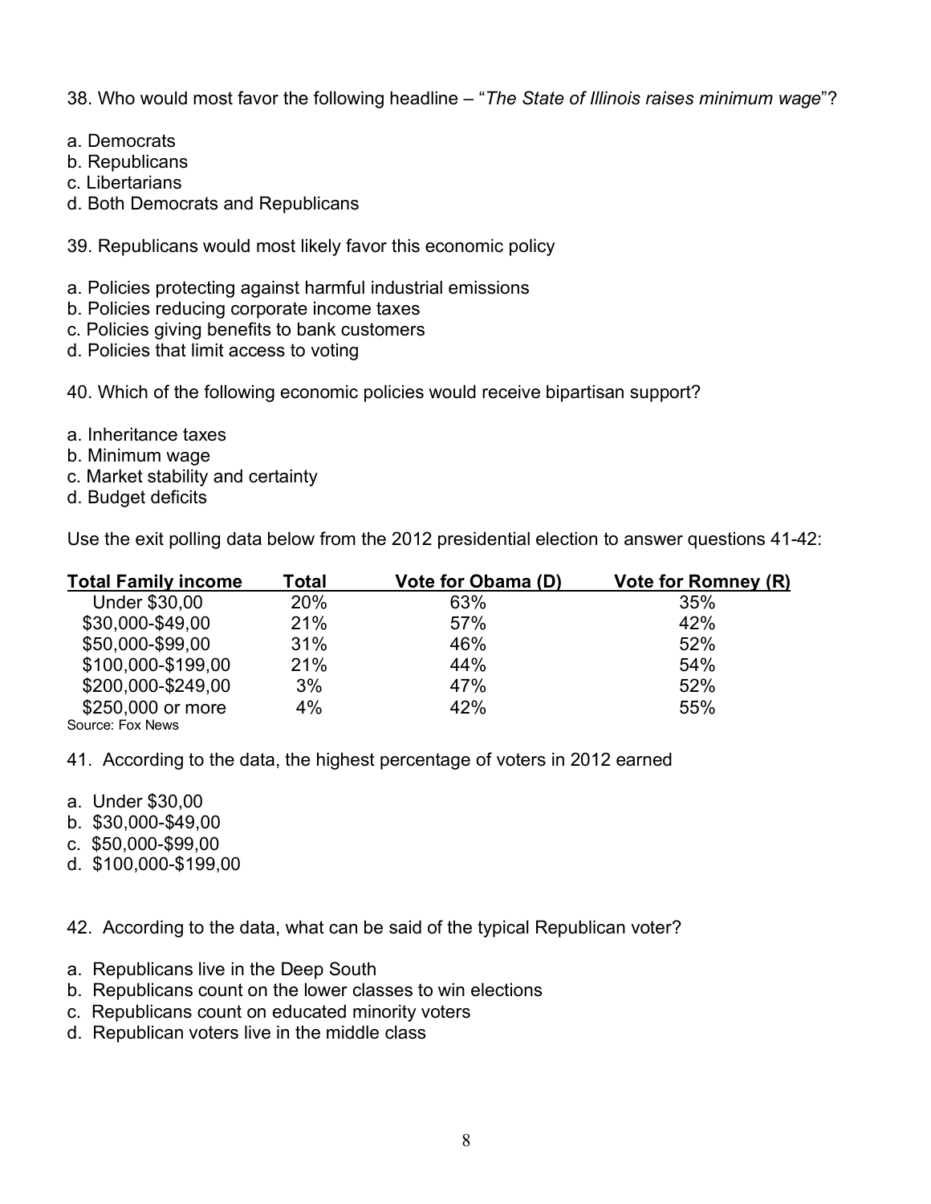38. Who would most favor the following headline – "*The State of Illinois raises minimum wage*"?

a. Democrats
b. Republicans
c. Libertarians
d. Both Democrats and Republicans

39. Republicans would most likely favor this economic policy

a. Policies protecting against harmful industrial emissions
b. Policies reducing corporate income taxes
c. Policies giving benefits to bank customers
d. Policies that limit access to voting

40. Which of the following economic policies would receive bipartisan support?

a. Inheritance taxes
b. Minimum wage
c. Market stability and certainty
d. Budget deficits

Use the exit polling data below from the 2012 presidential election to answer questions 41-42:

| Total Family income | Total | Vote for Obama (D) | Vote for Romney (R) |
|---|---|---|---|
| Under $30,00 | 20% | 63% | 35% |
| $30,000-$49,00 | 21% | 57% | 42% |
| $50,000-$99,00 | 31% | 46% | 52% |
| $100,000-$199,00 | 21% | 44% | 54% |
| $200,000-$249,00 | 3% | 47% | 52% |
| $250,000 or more | 4% | 42% | 55% |

Source: Fox News

41. According to the data, the highest percentage of voters in 2012 earned

a. Under $30,00
b. $30,000-$49,00
c. $50,000-$99,00
d. $100,000-$199,00

42. According to the data, what can be said of the typical Republican voter?

a. Republicans live in the Deep South
b. Republicans count on the lower classes to win elections
c. Republicans count on educated minority voters
d. Republican voters live in the middle class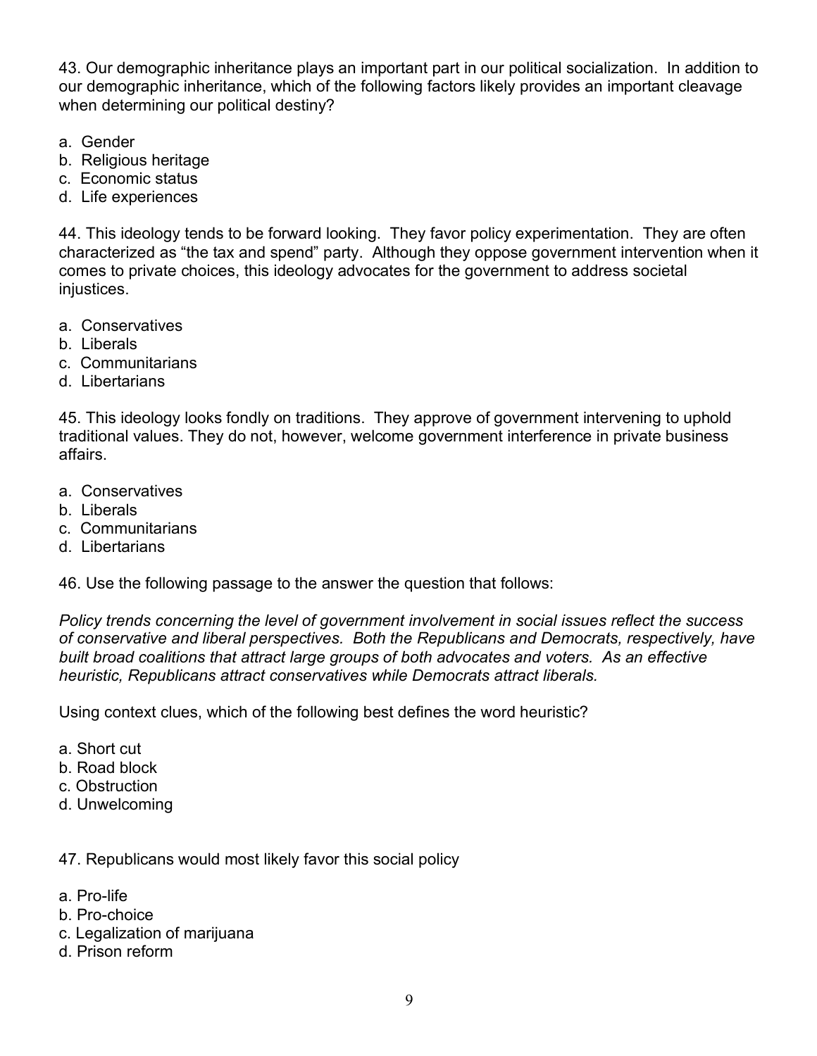43. Our demographic inheritance plays an important part in our political socialization. In addition to our demographic inheritance, which of the following factors likely provides an important cleavage when determining our political destiny?

a. Gender
b. Religious heritage
c. Economic status
d. Life experiences

44. This ideology tends to be forward looking. They favor policy experimentation. They are often characterized as “the tax and spend” party. Although they oppose government intervention when it comes to private choices, this ideology advocates for the government to address societal injustices.

a. Conservatives
b. Liberals
c. Communitarians
d. Libertarians

45. This ideology looks fondly on traditions. They approve of government intervening to uphold traditional values. They do not, however, welcome government interference in private business affairs.

a. Conservatives
b. Liberals
c. Communitarians
d. Libertarians

46. Use the following passage to the answer the question that follows:

*Policy trends concerning the level of government involvement in social issues reflect the success of conservative and liberal perspectives. Both the Republicans and Democrats, respectively, have built broad coalitions that attract large groups of both advocates and voters. As an effective heuristic, Republicans attract conservatives while Democrats attract liberals.*

Using context clues, which of the following best defines the word heuristic?

a. Short cut
b. Road block
c. Obstruction
d. Unwelcoming

47. Republicans would most likely favor this social policy

a. Pro-life
b. Pro-choice
c. Legalization of marijuana
d. Prison reform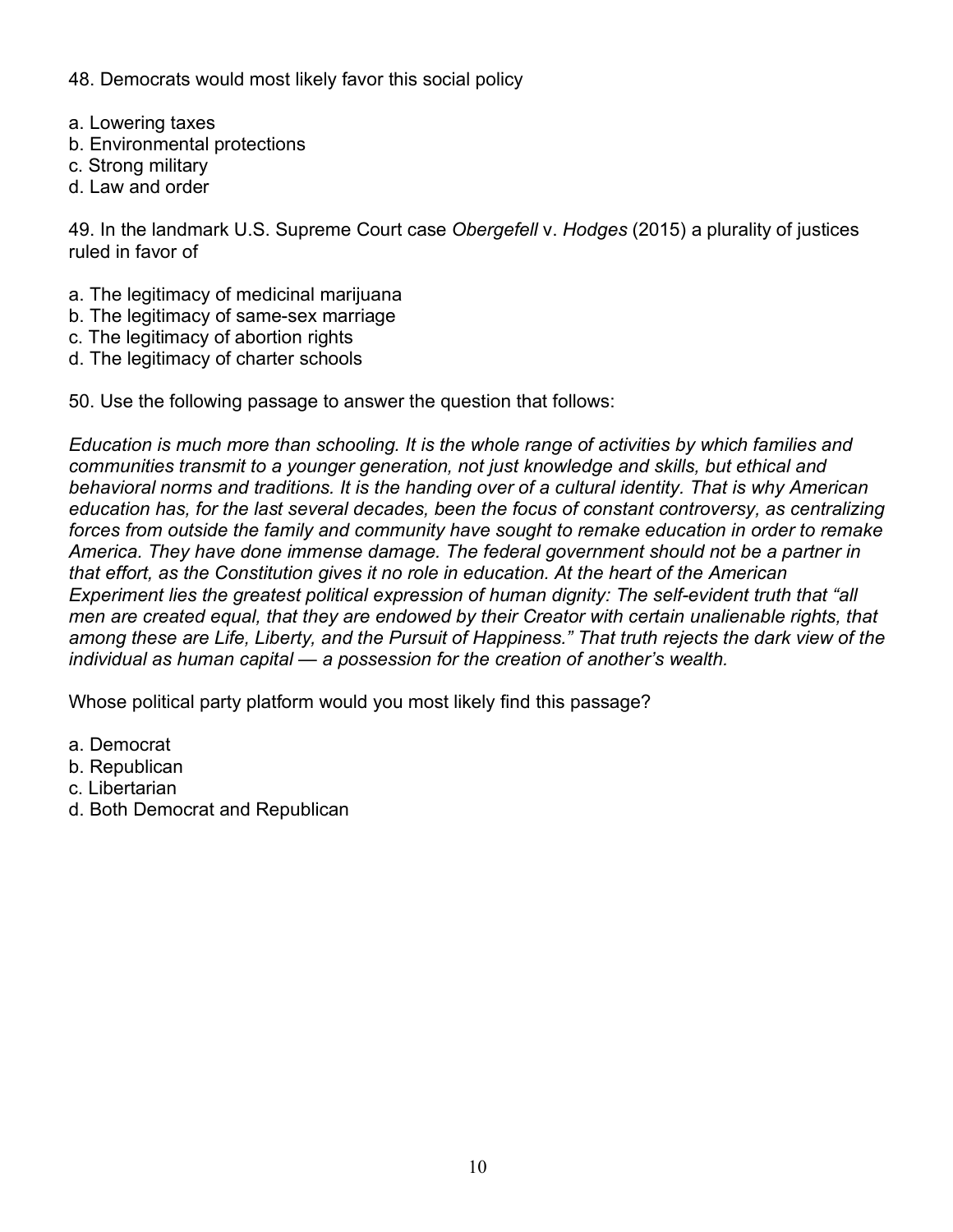48. Democrats would most likely favor this social policy

a. Lowering taxes
b. Environmental protections
c. Strong military
d. Law and order

49. In the landmark U.S. Supreme Court case *Obergefell* v. *Hodges* (2015) a plurality of justices ruled in favor of

a. The legitimacy of medicinal marijuana
b. The legitimacy of same-sex marriage
c. The legitimacy of abortion rights
d. The legitimacy of charter schools

50. Use the following passage to answer the question that follows:

*Education is much more than schooling. It is the whole range of activities by which families and communities transmit to a younger generation, not just knowledge and skills, but ethical and behavioral norms and traditions. It is the handing over of a cultural identity. That is why American education has, for the last several decades, been the focus of constant controversy, as centralizing forces from outside the family and community have sought to remake education in order to remake America. They have done immense damage. The federal government should not be a partner in that effort, as the Constitution gives it no role in education. At the heart of the American Experiment lies the greatest political expression of human dignity: The self-evident truth that "all men are created equal, that they are endowed by their Creator with certain unalienable rights, that among these are Life, Liberty, and the Pursuit of Happiness." That truth rejects the dark view of the individual as human capital — a possession for the creation of another's wealth.*

Whose political party platform would you most likely find this passage?

a. Democrat
b. Republican
c. Libertarian
d. Both Democrat and Republican